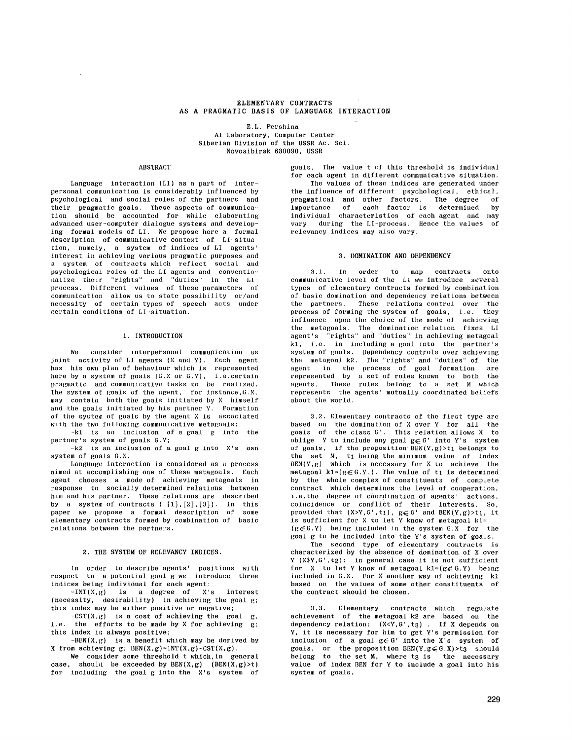# ELEMENTARY CONTRACTS AS A PRAGMATIC BASIS OF LANGUAGE INTERACTION

E.L. Pershina
AI Laboratory, Computer Center
Siberian Division of the USSR Ac. Sci.
Novosibirsk 630090, USSR

## ABSTRACT

Language interaction (LI) as a part of interpersonal communication is considerably influenced by psychological and social roles of the partners and their pragmatic goals. These aspects of communication should be accounted for while elaborating advanced user-computer dialogue systems and developing formal models of LI. We propose here a formal description of communicative context of LI-situation, namely, a system of indices of LI agents' interest in achieving various pragmatic purposes and a system of contracts which reflect social and psychological roles of the LI agents and conventionalize their "rights" and "duties" in the LI-process. Different values of these parameters of communication allow us to state possibility or/and necessity of certain types of speech acts under certain conditions of LI-situation.

## 1. INTRODUCTION

We consider interpersonal communication as joint activity of LI agents (X and Y). Each agent has his own plan of behaviour which is represented here by a system of goals (G.X or G.Y), i.e. certain pragmatic and communicative tasks to be realized. The system of goals of the agent, for instance, G.X, may contain both the goals initiated by X himself and the goals initiated by his partner Y. Formation of the system of goals by the agent X is associated with the two following communicative metagoals:

- k1 is an inclusion of a goal g into the partner's system of goals G.Y;
- k2 is an inclusion of a goal g into X's own system of goals G.X.

Language interaction is considered as a process aimed at accomplishing one of these metagoals. Each agent chooses a mode of achieving metagoals in response to socially determined relations between him and his partner. These relations are described by a system of contracts ( [1],[2],[3]). In this paper we propose a formal description of some elementary contracts formed by combination of basic relations between the partners.

## 2. THE SYSTEM OF RELEVANCY INDICES.

In order to describe agents' positions with respect to a potential goal g we introduce three indices being individual for each agent:

- INT(X,g) is a degree of X's interest (necessity, desirability) in achieving the goal g; this index may be either positive or negative;
- CST(X,g) is a cost of achieving the goal g, i.e. the efforts to be made by X for achieving g; this index is always positive;
- BEN(X,g) is a benefit which may be derived by X from achieving g; BEN(X,g)=INT(X,g)-CST(X,g).

We consider some threshold t which, in general case, should be exceeded by BEN(X,g) (BEN(X,g)>t) for including the goal g into the X's system of goals. The value t of this threshold is individual for each agent in different communicative situation.

The values of these indices are generated under the influence of different psychological, ethical, pragmatical and other factors. The degree of importance of each factor is determined by individual characteristics of each agent and may vary during the LI-process. Hence the values of relevancy indices may also vary.

## 3. DOMINATION AND DEPENDENCY

3.1. In order to map contracts onto communicative level of the LI we introduce several types of elementary contracts formed by combination of basic domination and dependency relations between the partners. These relations control over the process of forming the system of goals, i.e. they influence upon the choice of the mode of achieving the metagoals. The domination relation fixes LI agent's "rights" and "duties" in achieving metagoal k1, i.e. in including a goal into the partner's system of goals. Dependency controls over achieving the metagoal k2. The "rights" and "duties" of the agent in the process of goal formation are represented by a set of rules known to both the agents. These rules belong to a set M which represents the agents' mutually coordinated beliefs about the world.

3.2. Elementary contracts of the first type are based on the domination of X over Y for all the goals of the class G'. This relation allows X to oblige Y to include any goal $g \in G'$ into Y's system of goals, if the proposition $BEN(Y,g)>t_1$ belongs to the set M, $t_1$ being the minimum value of index BEN(Y,g) which is necessary for X to achieve the metagoal $k1=(g \in G.Y.)$. The value of $t_1$ is determined by the whole complex of constituents of complete contract which determines the level of cooperation, i.e. the degree of coordination of agents' actions, coincidence or conflict of their interests. So, provided that $(X>Y,G',t_1)$, $g \in G'$ and $BEN(Y,g)>t_1$, it is sufficient for X to let Y know of metagoal $k1=(g \in G.Y)$ being included in the system G.X for the goal g to be included into the Y's system of goals.

The second type of elementary contracts is characterized by the absence of domination of X over Y $(X \not> Y,G',t_2)$: in general case it is not sufficient for X to let Y know of metagoal $k1=(g \in G.Y)$ being included in G.X. For X another way of achieving k1 based on the values of some other constituents of the contract should be chosen.

3.3. Elementary contracts which regulate achievement of the metagoal k2 are based on the dependency relation: $(X<Y,G',t_3)$. If X depends on Y, it is necessary for him to get Y's permission for inclusion of a goal $g \in G'$ into the X's system of goals, or the proposition $BEN(Y,g \in G.X)>t_3$ should belong to the set M, where $t_3$ is the necessary value of index BEN for Y to include a goal into his system of goals.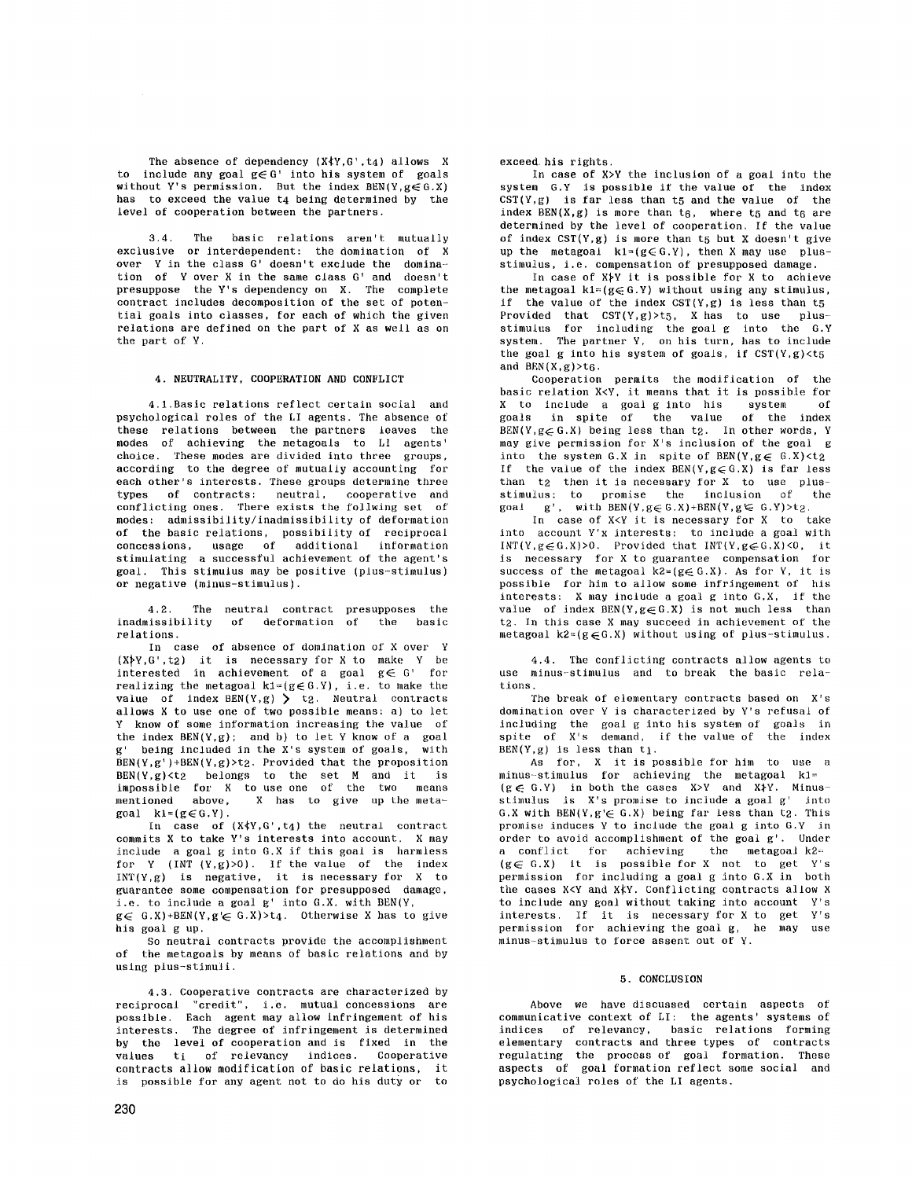The absence of dependency $(X \nmid Y, G', t_4)$ allows X to include any goal $g \in G'$ into his system of goals without Y's permission. But the index $BEN(Y, g \in G.X)$ has to exceed the value $t_4$ being determined by the level of cooperation between the partners.

3.4. The basic relations aren't mutually exclusive or interdependent: the domination of X over Y in the class G' doesn't exclude the domination of Y over X in the same class G' and doesn't presuppose the Y's dependency on X. The complete contract includes decomposition of the set of potential goals into classes, for each of which the given relations are defined on the part of X as well as on the part of Y.

## 4. NEUTRALITY, COOPERATION AND CONFLICT

4.1. Basic relations reflect certain social and psychological roles of the LI agents. The absence of these relations between the partners leaves the modes of achieving the metagoals to LI agents' choice. These modes are divided into three groups, according to the degree of mutually accounting for each other's interests. These groups determine three types of contracts: neutral, cooperative and conflicting ones. There exists the follwing set of modes: admissibility/inadmissibility of deformation of the basic relations, possibility of reciprocal concessions, usage of additional information stimulating a successful achievement of the agent's goal. This stimulus may be positive (plus-stimulus) or negative (minus-stimulus).

4.2. The neutral contract presupposes the inadmissibility of deformation of the basic relations.

In case of absence of domination of X over Y $(X \nsucc Y, G', t_2)$ it is necessary for X to make Y be interested in achievement of a goal $g \in G'$ for realizing the metagoal $k1 = (g \in G.Y)$, i.e. to make the value of index $BEN(Y, g) > t_2$. Neutral contracts allows X to use one of two possible means: a) to let Y know of some information increasing the value of the index $BEN(Y, g)$; and b) to let Y know of a goal g' being included in the X's system of goals, with $BEN(Y, g') + BEN(Y, g) > t_2$. Provided that the proposition $BEN(Y, g) < t_2$ belongs to the set M and it is impossible for X to use one of the two means mentioned above, X has to give up the metagoal $k1 = (g \in G.Y)$.

In case of $(X \nmid Y, G', t_4)$ the neutral contract commits X to take Y's interests into account. X may include a goal g into G.X if this goal is harmless for Y ($INT(Y, g) > 0$). If the value of the index $INT(Y, g)$ is negative, it is necessary for X to guarantee some compensation for presupposed damage, i.e. to include a goal g' into G.X. with $BEN(Y, g \in G.X) + BEN(Y, g' \in G.X) > t_4$. Otherwise X has to give his goal g up.

So neutral contracts provide the accomplishment of the metagoals by means of basic relations and by using plus-stimuli.

4.3. Cooperative contracts are characterized by reciprocal "credit", i.e. mutual concessions are possible. Each agent may allow infringement of his interests. The degree of infringement is determined by the level of cooperation and is fixed in the values $t_i$ of relevancy indices. Cooperative contracts allow modification of basic relations, it is possible for any agent not to do his duty or to exceed his rights.

In case of $X > Y$ the inclusion of a goal into the system G.Y is possible if the value of the index $CST(Y, g)$ is far less than $t_5$ and the value of the index $BEN(X, g)$ is more than $t_6$, where $t_5$ and $t_6$ are determined by the level of cooperation. If the value of index $CST(Y, g)$ is more than $t_5$ but X doesn't give up the metagoal $k1 = (g \in G.Y)$, then X may use plus-stimulus, i.e. compensation of presupposed damage.

In case of $X \nsucc Y$ it is possible for X to achieve the metagoal $k1 = (g \in G.Y)$ without using any stimulus, if the value of the index $CST(Y, g)$ is less than $t_5$. Provided that $CST(Y, g) > t_5$, X has to use plus-stimulus for including the goal g into the G.Y system. The partner Y, on his turn, has to include the goal g into his system of goals, if $CST(Y, g) < t_5$ and $BEN(X, g) > t_6$.

Cooperation permits the modification of the basic relation $X < Y$, it means that it is possible for X to include a goal g into his system of goals in spite of the value of the index $BEN(Y, g \in G.X)$ being less than $t_2$. In other words, Y may give permission for X's inclusion of the goal g into the system G.X in spite of $BEN(Y, g \in G.X) < t_2$. If the value of the index $BEN(Y, g \in G.X)$ is far less than $t_2$ then it is necessary for X to use plus-stimulus: to promise the inclusion of the goal g', with $BEN(Y, g \in G.X) + BEN(Y, g' \in G.Y) > t_2$.

In case of $X < Y$ it is necessary for X to take into account Y'x interests: to include a goal with $INT(Y, g \in G.X) > 0$. Provided that $INT(Y, g \in G.X) < 0$, it is necessary for X to guarantee compensation for success of the metagoal $k2 = (g \in G.X)$. As for Y, it is possible for him to allow some infringement of his interests: X may include a goal g into G.X, if the value of index $BEN(Y, g \in G.X)$ is not much less than $t_2$. In this case X may succeed in achievement of the metagoal $k2 = (g \in G.X)$ without using of plus-stimulus.

4.4. The conflicting contracts allow agents to use minus-stimulus and to break the basic relations.

The break of elementary contracts based on X's domination over Y is characterized by Y's refusal of including the goal g into his system of goals in spite of X's demand, if the value of the index $BEN(Y, g)$ is less than $t_1$.

As for, X it is possible for him to use a minus-stimulus for achieving the metagoal $k1 = (g \in G.Y)$ in both the cases $X > Y$ and $X \nsucc Y$. Minus-stimulus is X's promise to include a goal g' into G.X with $BEN(Y, g' \in G.X)$ being far less than $t_2$. This promise induces Y to include the goal g into G.Y in order to avoid accomplishment of the goal g'. Under a conflict for achieving the metagoal $k2 = (g \in G.X)$ it is possible for X not to get Y's permission for including a goal g into G.X in both the cases $X < Y$ and $X \nmid Y$. Conflicting contracts allow X to include any goal without taking into account Y's interests. If it is necessary for X to get Y's permission for achieving the goal g, he may use minus-stimulus to force assent out of Y.

## 5. CONCLUSION

Above we have discussed certain aspects of communicative context of LI: the agents' systems of indices of relevancy, basic relations forming elementary contracts and three types of contracts regulating the process of goal formation. These aspects of goal formation reflect some social and psychological roles of the LI agents.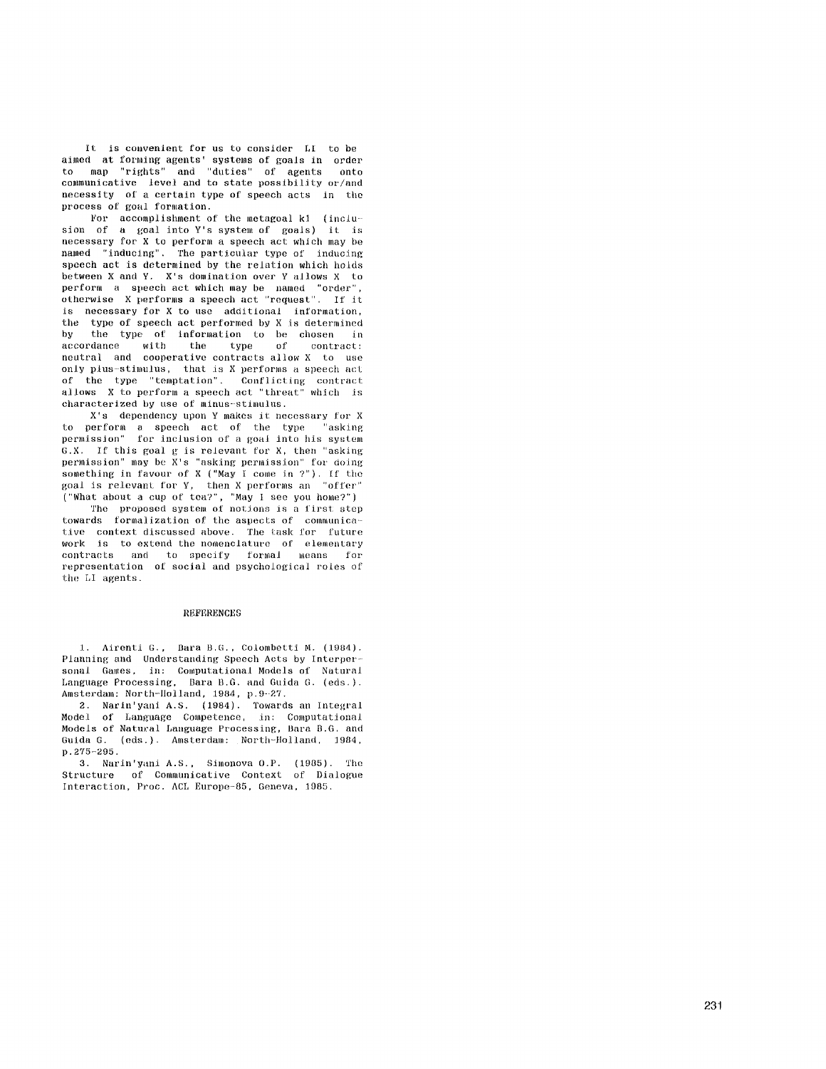It is convenient for us to consider LI to be aimed at forming agents' systems of goals in order to map "rights" and "duties" of agents onto communicative level and to state possibility or/and necessity of a certain type of speech acts in the process of goal formation.

For accomplishment of the metagoal k1 (inclusion of a goal into Y's system of goals) it is necessary for X to perform a speech act which may be named "inducing". The particular type of inducing speech act is determined by the relation which holds between X and Y. X's domination over Y allows X to perform a speech act which may be named "order", otherwise X performs a speech act "request". If it is necessary for X to use additional information, the type of speech act performed by X is determined by the type of information to be chosen in accordance with the type of contract: neutral and cooperative contracts allow X to use only plus-stimulus, that is X performs a speech act of the type "temptation". Conflicting contract allows X to perform a speech act "threat" which is characterized by use of minus-stimulus.

X's dependency upon Y makes it necessary for X to perform a speech act of the type "asking permission" for inclusion of a goal into his system G.X. If this goal g is relevant for X, then "asking permission" may be X's "asking permission" for doing something in favour of X ("May I come in ?"). If the goal is relevant for Y, then X performs an "offer" ("What about a cup of tea?", "May I see you home?")

The proposed system of notions is a first step towards formalization of the aspects of communicative context discussed above. The task for future work is to extend the nomenclature of elementary contracts and to specify formal means for representation of social and psychological roles of the LI agents.

## REFERENCES

1. Airenti G., Bara B.G., Colombetti M. (1984). Planning and Understanding Speech Acts by Interpersonal Games, in: Computational Models of Natural Language Processing, Bara B.G. and Guida G. (eds.). Amsterdam: North-Holland, 1984, p.9-27.
2. Narin'yani A.S. (1984). Towards an Integral Model of Language Competence, in: Computational Models of Natural Language Processing, Bara B.G. and Guida G. (eds.). Amsterdam: North-Holland, 1984, p.275-295.
3. Narin'yani A.S., Simonova O.P. (1985). The Structure of Communicative Context of Dialogue Interaction, Proc. ACL Europe-85, Geneva, 1985.